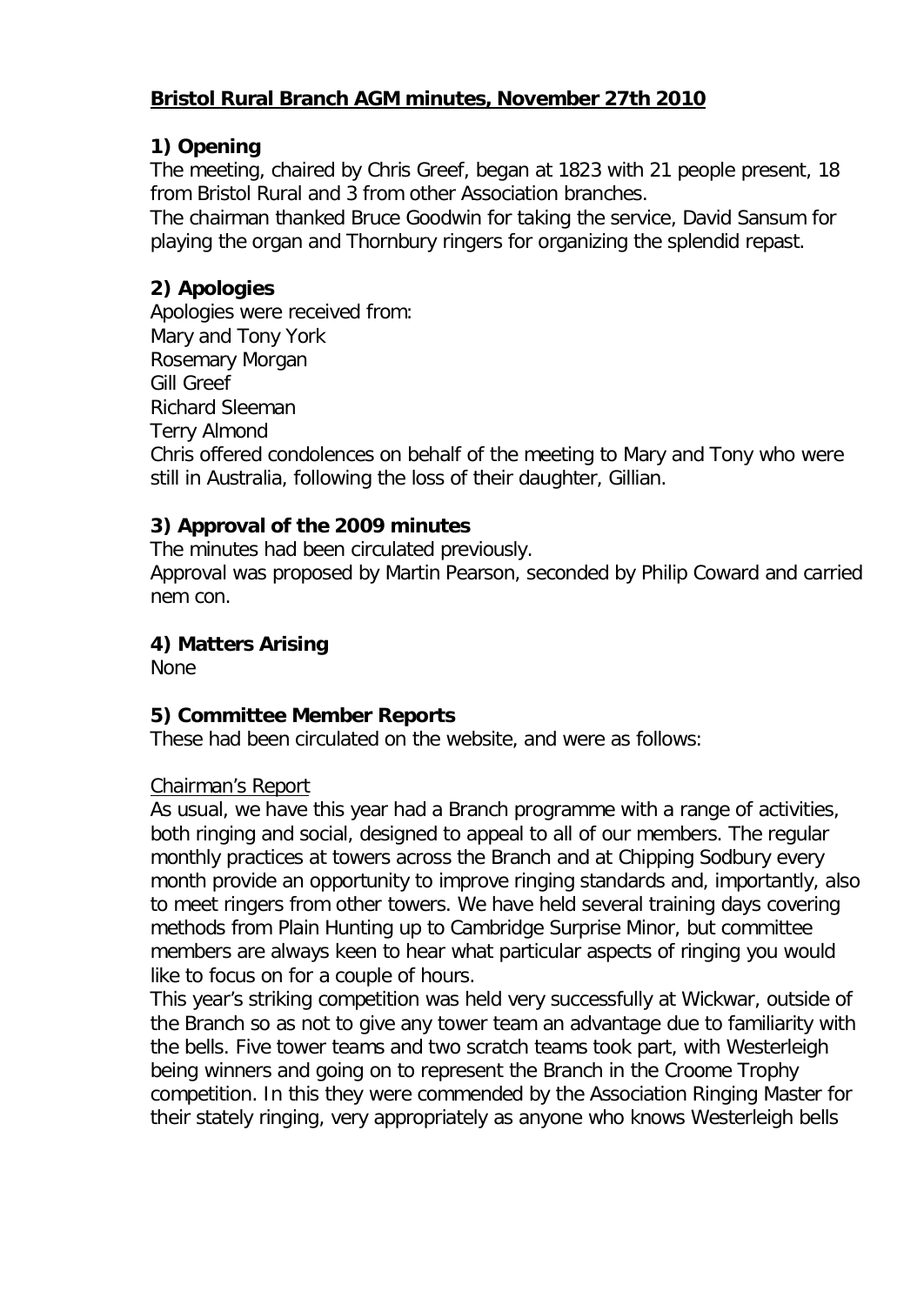# Bristol Rural Branch AGM minutes, November 27th 2010

## 1) Opening

The meeting, chaired by Chris Greef, began at 1823 with 21 people present, 18 from Bristol Rural and 3 from other Association branches.
The chairman thanked Bruce Goodwin for taking the service, David Sansum for playing the organ and Thornbury ringers for organizing the splendid repast.

## 2) Apologies

Apologies were received from:
Mary and Tony York
Rosemary Morgan
Gill Greef
Richard Sleeman
Terry Almond
Chris offered condolences on behalf of the meeting to Mary and Tony who were still in Australia, following the loss of their daughter, Gillian.

## 3) Approval of the 2009 minutes

The minutes had been circulated previously.
Approval was proposed by Martin Pearson, seconded by Philip Coward and carried nem con.

## 4) Matters Arising

None

## 5) Committee Member Reports

These had been circulated on the website, and were as follows:

Chairman's Report

As usual, we have this year had a Branch programme with a range of activities, both ringing and social, designed to appeal to all of our members. The regular monthly practices at towers across the Branch and at Chipping Sodbury every month provide an opportunity to improve ringing standards and, importantly, also to meet ringers from other towers. We have held several training days covering methods from Plain Hunting up to Cambridge Surprise Minor, but committee members are always keen to hear what particular aspects of ringing you would like to focus on for a couple of hours.
This year's striking competition was held very successfully at Wickwar, outside of the Branch so as not to give any tower team an advantage due to familiarity with the bells. Five tower teams and two scratch teams took part, with Westerleigh being winners and going on to represent the Branch in the Croome Trophy competition. In this they were commended by the Association Ringing Master for their stately ringing, very appropriately as anyone who knows Westerleigh bells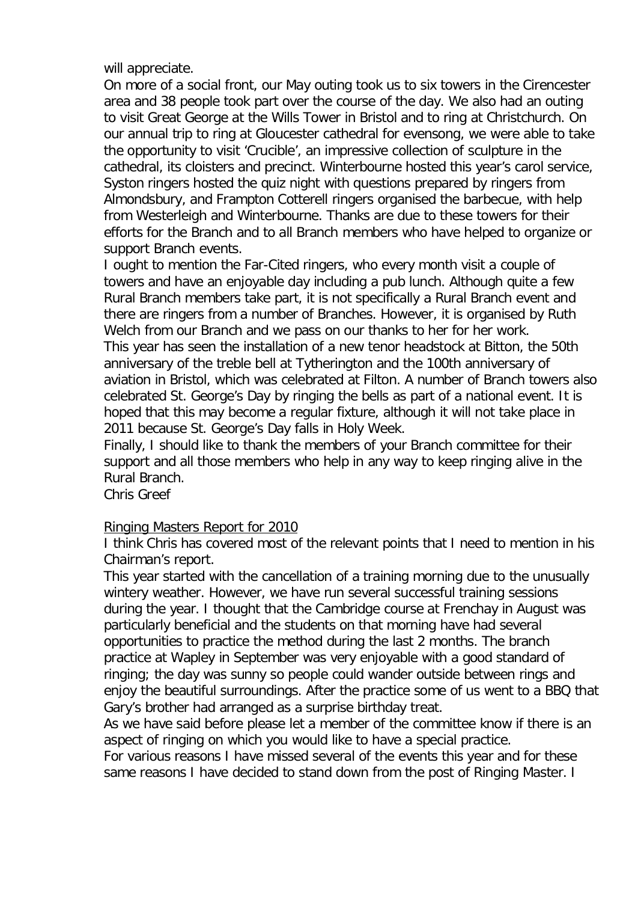will appreciate.

On more of a social front, our May outing took us to six towers in the Cirencester area and 38 people took part over the course of the day. We also had an outing to visit Great George at the Wills Tower in Bristol and to ring at Christchurch. On our annual trip to ring at Gloucester cathedral for evensong, we were able to take the opportunity to visit 'Crucible', an impressive collection of sculpture in the cathedral, its cloisters and precinct. Winterbourne hosted this year's carol service, Syston ringers hosted the quiz night with questions prepared by ringers from Almondsbury, and Frampton Cotterell ringers organised the barbecue, with help from Westerleigh and Winterbourne. Thanks are due to these towers for their efforts for the Branch and to all Branch members who have helped to organize or support Branch events.

I ought to mention the Far-Cited ringers, who every month visit a couple of towers and have an enjoyable day including a pub lunch. Although quite a few Rural Branch members take part, it is not specifically a Rural Branch event and there are ringers from a number of Branches. However, it is organised by Ruth Welch from our Branch and we pass on our thanks to her for her work.

This year has seen the installation of a new tenor headstock at Bitton, the 50th anniversary of the treble bell at Tytherington and the 100th anniversary of aviation in Bristol, which was celebrated at Filton. A number of Branch towers also celebrated St. George's Day by ringing the bells as part of a national event. It is hoped that this may become a regular fixture, although it will not take place in 2011 because St. George's Day falls in Holy Week.

Finally, I should like to thank the members of your Branch committee for their support and all those members who help in any way to keep ringing alive in the Rural Branch.

Chris Greef

## Ringing Masters Report for 2010

I think Chris has covered most of the relevant points that I need to mention in his Chairman's report.

This year started with the cancellation of a training morning due to the unusually wintery weather. However, we have run several successful training sessions during the year. I thought that the Cambridge course at Frenchay in August was particularly beneficial and the students on that morning have had several opportunities to practice the method during the last 2 months. The branch practice at Wapley in September was very enjoyable with a good standard of ringing; the day was sunny so people could wander outside between rings and enjoy the beautiful surroundings. After the practice some of us went to a BBQ that Gary's brother had arranged as a surprise birthday treat.

As we have said before please let a member of the committee know if there is an aspect of ringing on which you would like to have a special practice.

For various reasons I have missed several of the events this year and for these same reasons I have decided to stand down from the post of Ringing Master. I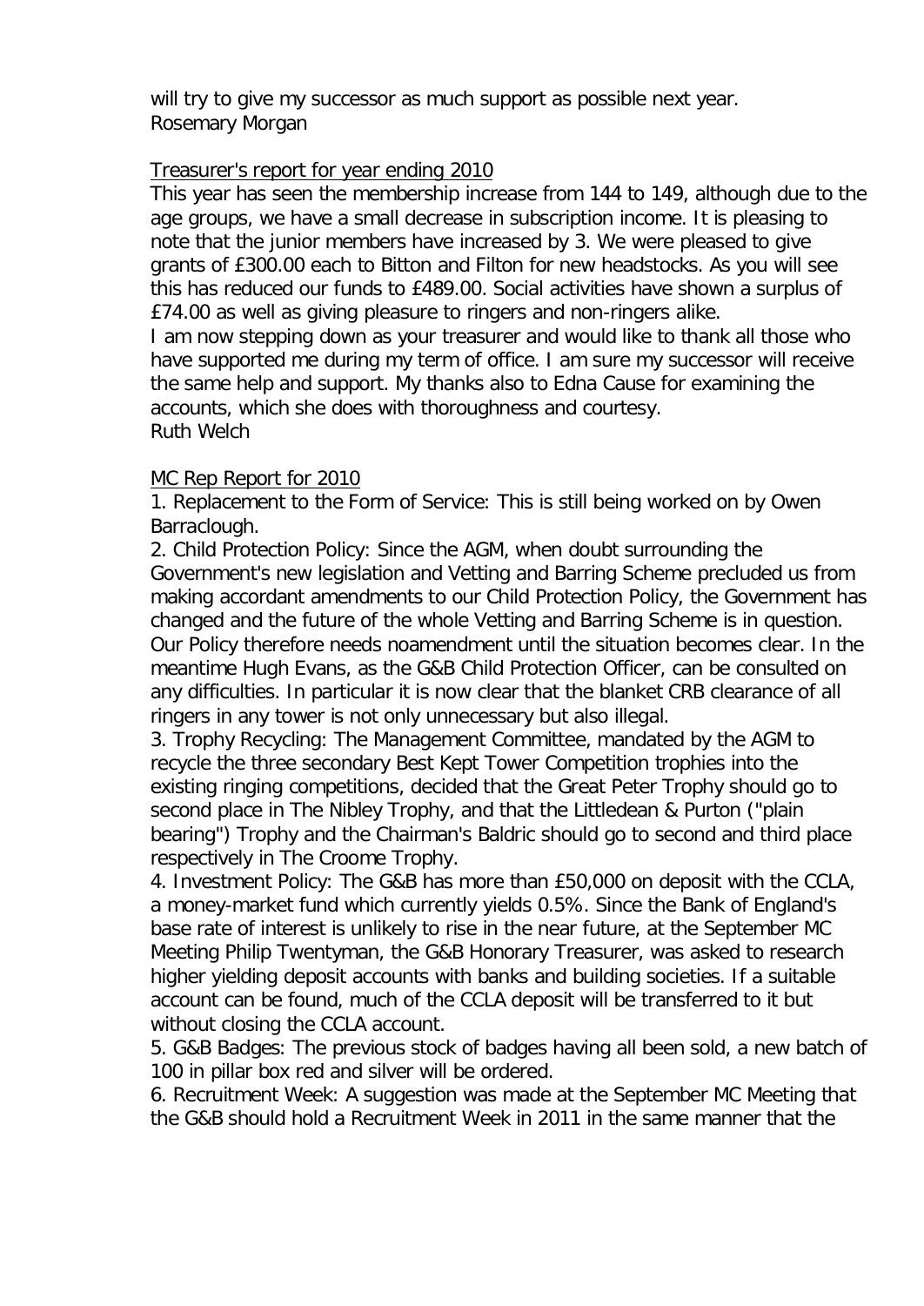will try to give my successor as much support as possible next year.
Rosemary Morgan

## Treasurer's report for year ending 2010

This year has seen the membership increase from 144 to 149, although due to the age groups, we have a small decrease in subscription income. It is pleasing to note that the junior members have increased by 3. We were pleased to give grants of £300.00 each to Bitton and Filton for new headstocks. As you will see this has reduced our funds to £489.00. Social activities have shown a surplus of £74.00 as well as giving pleasure to ringers and non-ringers alike.
I am now stepping down as your treasurer and would like to thank all those who have supported me during my term of office. I am sure my successor will receive the same help and support. My thanks also to Edna Cause for examining the accounts, which she does with thoroughness and courtesy.
Ruth Welch

## MC Rep Report for 2010

1. Replacement to the Form of Service: This is still being worked on by Owen Barraclough.
2. Child Protection Policy: Since the AGM, when doubt surrounding the Government's new legislation and Vetting and Barring Scheme precluded us from making accordant amendments to our Child Protection Policy, the Government has changed and the future of the whole Vetting and Barring Scheme is in question. Our Policy therefore needs noamendment until the situation becomes clear. In the meantime Hugh Evans, as the G&B Child Protection Officer, can be consulted on any difficulties. In particular it is now clear that the blanket CRB clearance of all ringers in any tower is not only unnecessary but also illegal.
3. Trophy Recycling: The Management Committee, mandated by the AGM to recycle the three secondary Best Kept Tower Competition trophies into the existing ringing competitions, decided that the Great Peter Trophy should go to second place in The Nibley Trophy, and that the Littledean & Purton ("plain bearing") Trophy and the Chairman's Baldric should go to second and third place respectively in The Croome Trophy.
4. Investment Policy: The G&B has more than £50,000 on deposit with the CCLA, a money-market fund which currently yields 0.5%. Since the Bank of England's base rate of interest is unlikely to rise in the near future, at the September MC Meeting Philip Twentyman, the G&B Honorary Treasurer, was asked to research higher yielding deposit accounts with banks and building societies. If a suitable account can be found, much of the CCLA deposit will be transferred to it but without closing the CCLA account.
5. G&B Badges: The previous stock of badges having all been sold, a new batch of 100 in pillar box red and silver will be ordered.
6. Recruitment Week: A suggestion was made at the September MC Meeting that the G&B should hold a Recruitment Week in 2011 in the same manner that the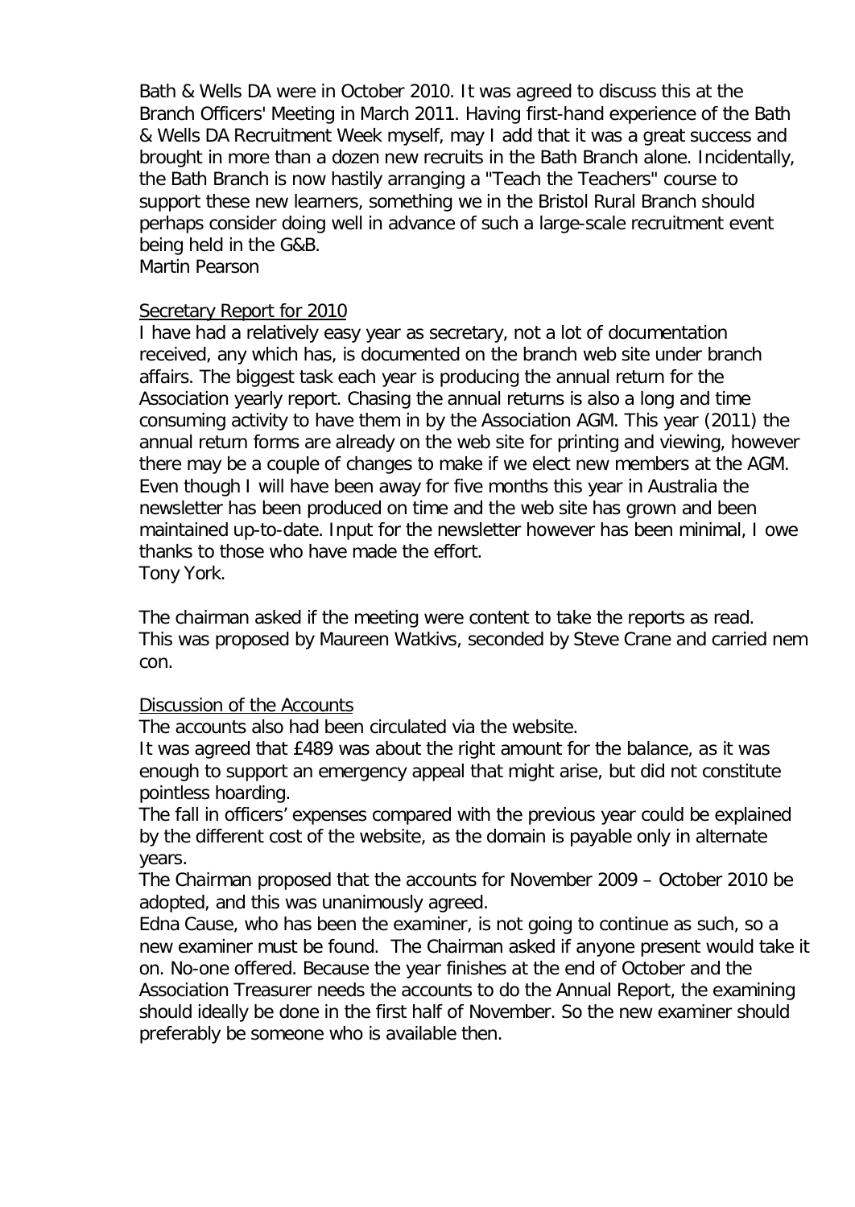Bath & Wells DA were in October 2010. It was agreed to discuss this at the Branch Officers' Meeting in March 2011. Having first-hand experience of the Bath & Wells DA Recruitment Week myself, may I add that it was a great success and brought in more than a dozen new recruits in the Bath Branch alone. Incidentally, the Bath Branch is now hastily arranging a "Teach the Teachers" course to support these new learners, something we in the Bristol Rural Branch should perhaps consider doing well in advance of such a large-scale recruitment event being held in the G&B.
Martin Pearson

Secretary Report for 2010

I have had a relatively easy year as secretary, not a lot of documentation received, any which has, is documented on the branch web site under branch affairs. The biggest task each year is producing the annual return for the Association yearly report. Chasing the annual returns is also a long and time consuming activity to have them in by the Association AGM. This year (2011) the annual return forms are already on the web site for printing and viewing, however there may be a couple of changes to make if we elect new members at the AGM. Even though I will have been away for five months this year in Australia the newsletter has been produced on time and the web site has grown and been maintained up-to-date. Input for the newsletter however has been minimal, I owe thanks to those who have made the effort.
Tony York.

The chairman asked if the meeting were content to take the reports as read. This was proposed by Maureen Watkivs, seconded by Steve Crane and carried nem con.

Discussion of the Accounts

The accounts also had been circulated via the website.
It was agreed that £489 was about the right amount for the balance, as it was enough to support an emergency appeal that might arise, but did not constitute pointless hoarding.
The fall in officers' expenses compared with the previous year could be explained by the different cost of the website, as the domain is payable only in alternate years.
The Chairman proposed that the accounts for November 2009 – October 2010 be adopted, and this was unanimously agreed.
Edna Cause, who has been the examiner, is not going to continue as such, so a new examiner must be found. The Chairman asked if anyone present would take it on. No-one offered. Because the year finishes at the end of October and the Association Treasurer needs the accounts to do the Annual Report, the examining should ideally be done in the first half of November. So the new examiner should preferably be someone who is available then.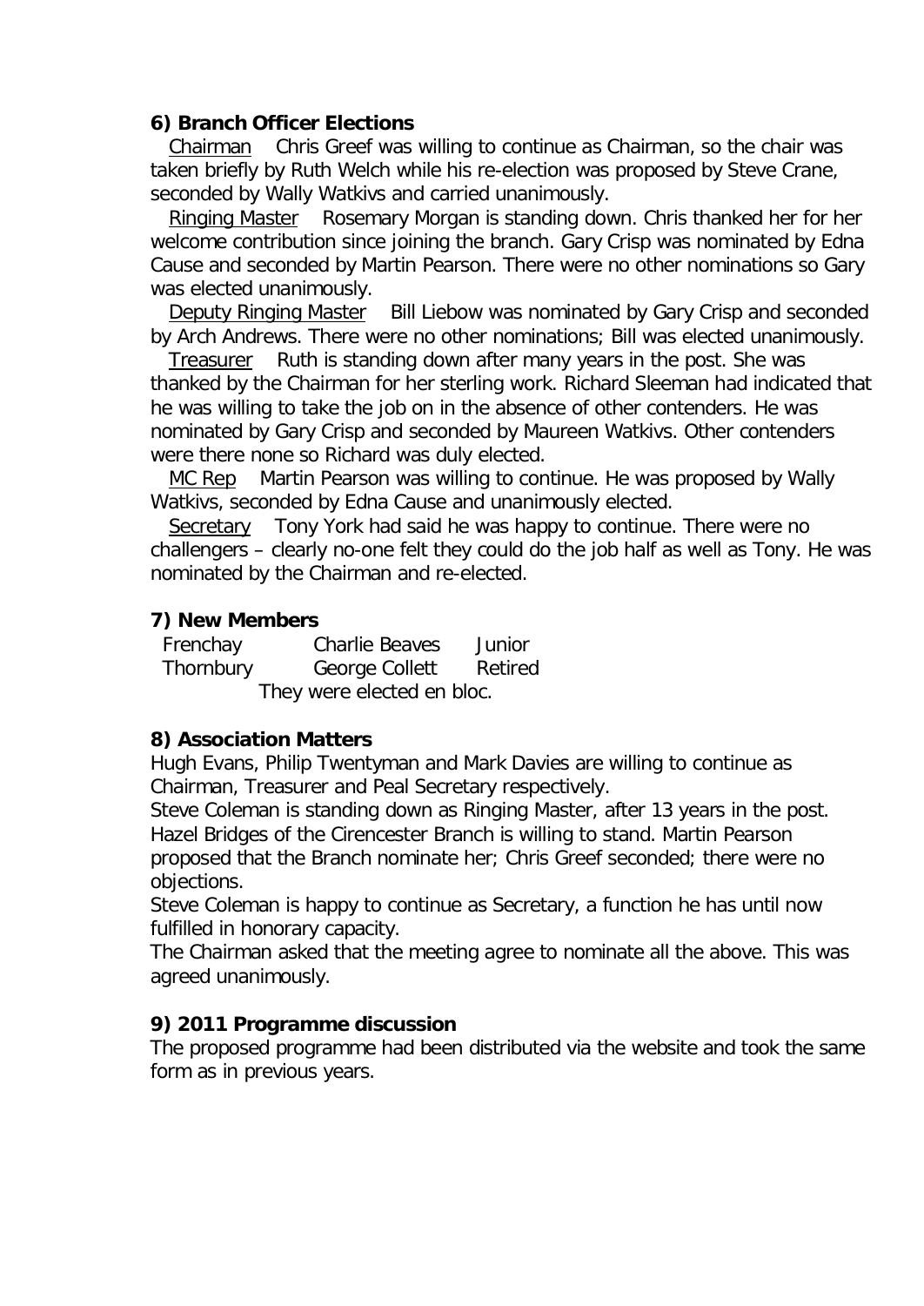### 6) Branch Officer Elections

Chairman  Chris Greef was willing to continue as Chairman, so the chair was taken briefly by Ruth Welch while his re-election was proposed by Steve Crane, seconded by Wally Watkivs and carried unanimously.

Ringing Master  Rosemary Morgan is standing down. Chris thanked her for her welcome contribution since joining the branch. Gary Crisp was nominated by Edna Cause and seconded by Martin Pearson. There were no other nominations so Gary was elected unanimously.

Deputy Ringing Master  Bill Liebow was nominated by Gary Crisp and seconded by Arch Andrews. There were no other nominations; Bill was elected unanimously.

Treasurer  Ruth is standing down after many years in the post. She was thanked by the Chairman for her sterling work. Richard Sleeman had indicated that he was willing to take the job on in the absence of other contenders. He was nominated by Gary Crisp and seconded by Maureen Watkivs. Other contenders were there none so Richard was duly elected.

MC Rep  Martin Pearson was willing to continue. He was proposed by Wally Watkivs, seconded by Edna Cause and unanimously elected.

Secretary  Tony York had said he was happy to continue. There were no challengers – clearly no-one felt they could do the job half as well as Tony. He was nominated by the Chairman and re-elected.

### 7) New Members

| | | |
|---|---|---|
| Frenchay | Charlie Beaves | Junior |
| Thornbury | George Collett | Retired |

They were elected en bloc.

### 8) Association Matters

Hugh Evans, Philip Twentyman and Mark Davies are willing to continue as Chairman, Treasurer and Peal Secretary respectively.

Steve Coleman is standing down as Ringing Master, after 13 years in the post. Hazel Bridges of the Cirencester Branch is willing to stand. Martin Pearson proposed that the Branch nominate her; Chris Greef seconded; there were no objections.

Steve Coleman is happy to continue as Secretary, a function he has until now fulfilled in honorary capacity.

The Chairman asked that the meeting agree to nominate all the above. This was agreed unanimously.

### 9) 2011 Programme discussion

The proposed programme had been distributed via the website and took the same form as in previous years.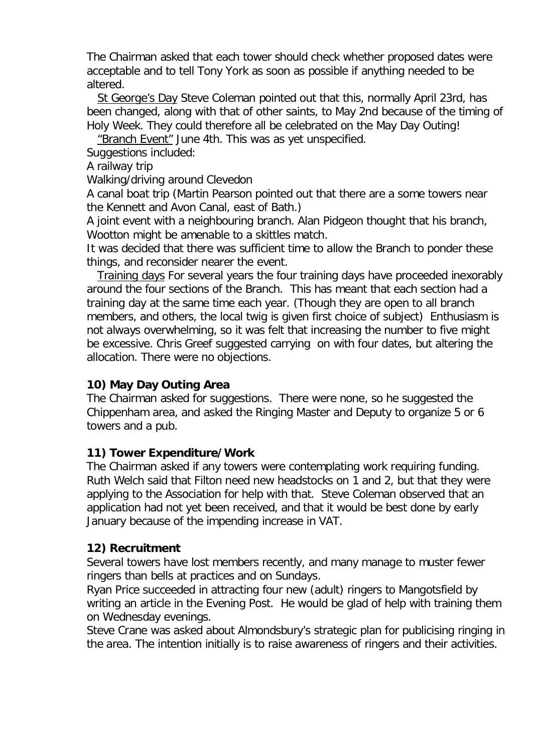The Chairman asked that each tower should check whether proposed dates were acceptable and to tell Tony York as soon as possible if anything needed to be altered.

St George's Day Steve Coleman pointed out that this, normally April 23rd, has been changed, along with that of other saints, to May 2nd because of the timing of Holy Week. They could therefore all be celebrated on the May Day Outing!

"Branch Event" June 4th. This was as yet unspecified.

Suggestions included:

A railway trip

Walking/driving around Clevedon

A canal boat trip (Martin Pearson pointed out that there are a some towers near the Kennett and Avon Canal, east of Bath.)

A joint event with a neighbouring branch. Alan Pidgeon thought that his branch, Wootton might be amenable to a skittles match.

It was decided that there was sufficient time to allow the Branch to ponder these things, and reconsider nearer the event.

Training days For several years the four training days have proceeded inexorably around the four sections of the Branch. This has meant that each section had a training day at the same time each year. (Though they are open to all branch members, and others, the local twig is given first choice of subject) Enthusiasm is not always overwhelming, so it was felt that increasing the number to five might be excessive. Chris Greef suggested carrying on with four dates, but altering the allocation. There were no objections.

**10) May Day Outing Area**

The Chairman asked for suggestions. There were none, so he suggested the Chippenham area, and asked the Ringing Master and Deputy to organize 5 or 6 towers and a pub.

**11) Tower Expenditure/Work**

The Chairman asked if any towers were contemplating work requiring funding. Ruth Welch said that Filton need new headstocks on 1 and 2, but that they were applying to the Association for help with that. Steve Coleman observed that an application had not yet been received, and that it would be best done by early January because of the impending increase in VAT.

**12) Recruitment**

Several towers have lost members recently, and many manage to muster fewer ringers than bells at practices and on Sundays.

Ryan Price succeeded in attracting four new (adult) ringers to Mangotsfield by writing an article in the Evening Post. He would be glad of help with training them on Wednesday evenings.

Steve Crane was asked about Almondsbury's strategic plan for publicising ringing in the area. The intention initially is to raise awareness of ringers and their activities.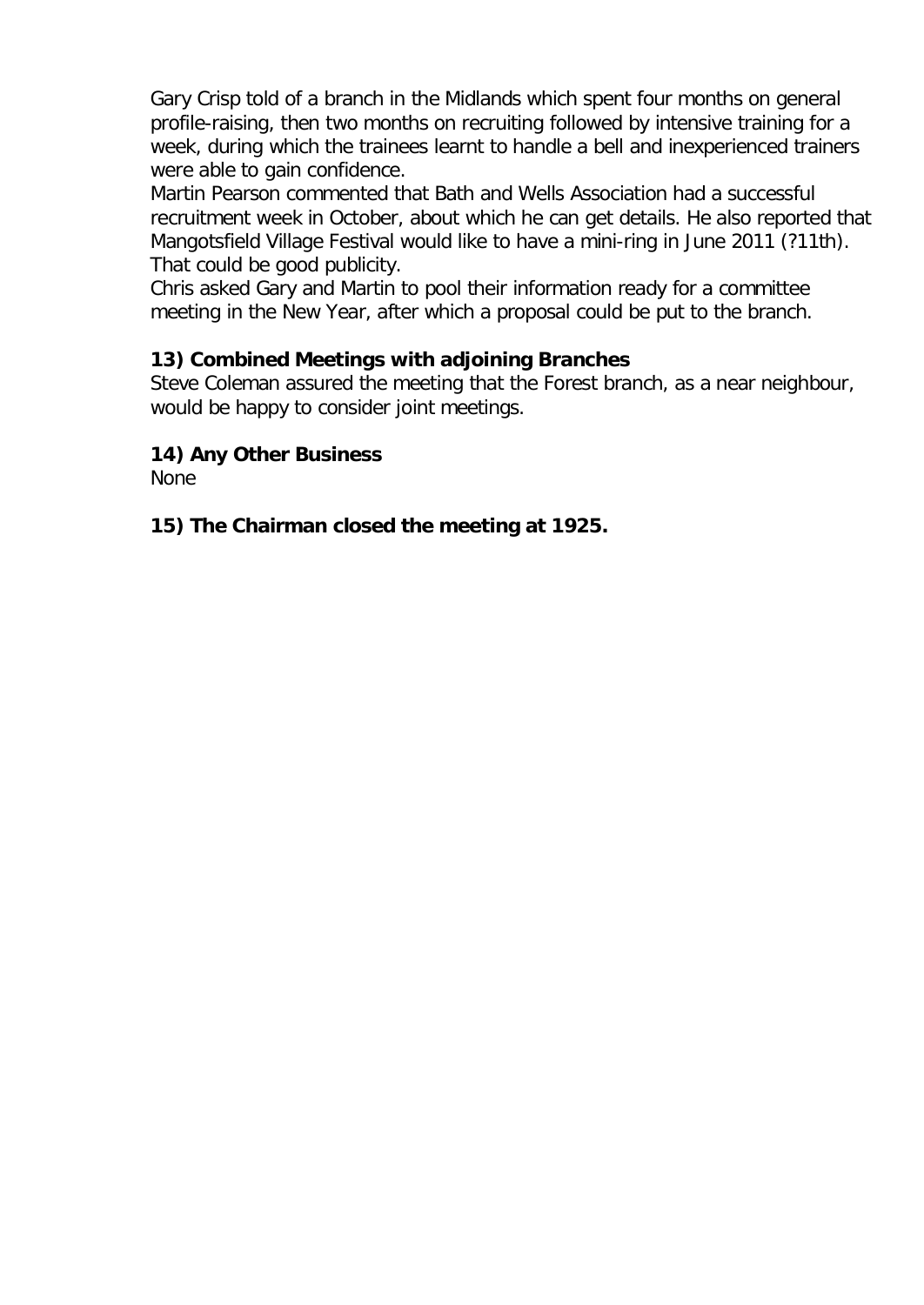Gary Crisp told of a branch in the Midlands which spent four months on general profile-raising, then two months on recruiting followed by intensive training for a week, during which the trainees learnt to handle a bell and inexperienced trainers were able to gain confidence.
Martin Pearson commented that Bath and Wells Association had a successful recruitment week in October, about which he can get details. He also reported that Mangotsfield Village Festival would like to have a mini-ring in June 2011 (?11th). That could be good publicity.
Chris asked Gary and Martin to pool their information ready for a committee meeting in the New Year, after which a proposal could be put to the branch.

**13) Combined Meetings with adjoining Branches**
Steve Coleman assured the meeting that the Forest branch, as a near neighbour, would be happy to consider joint meetings.

**14) Any Other Business**
None

**15) The Chairman closed the meeting at 1925.**